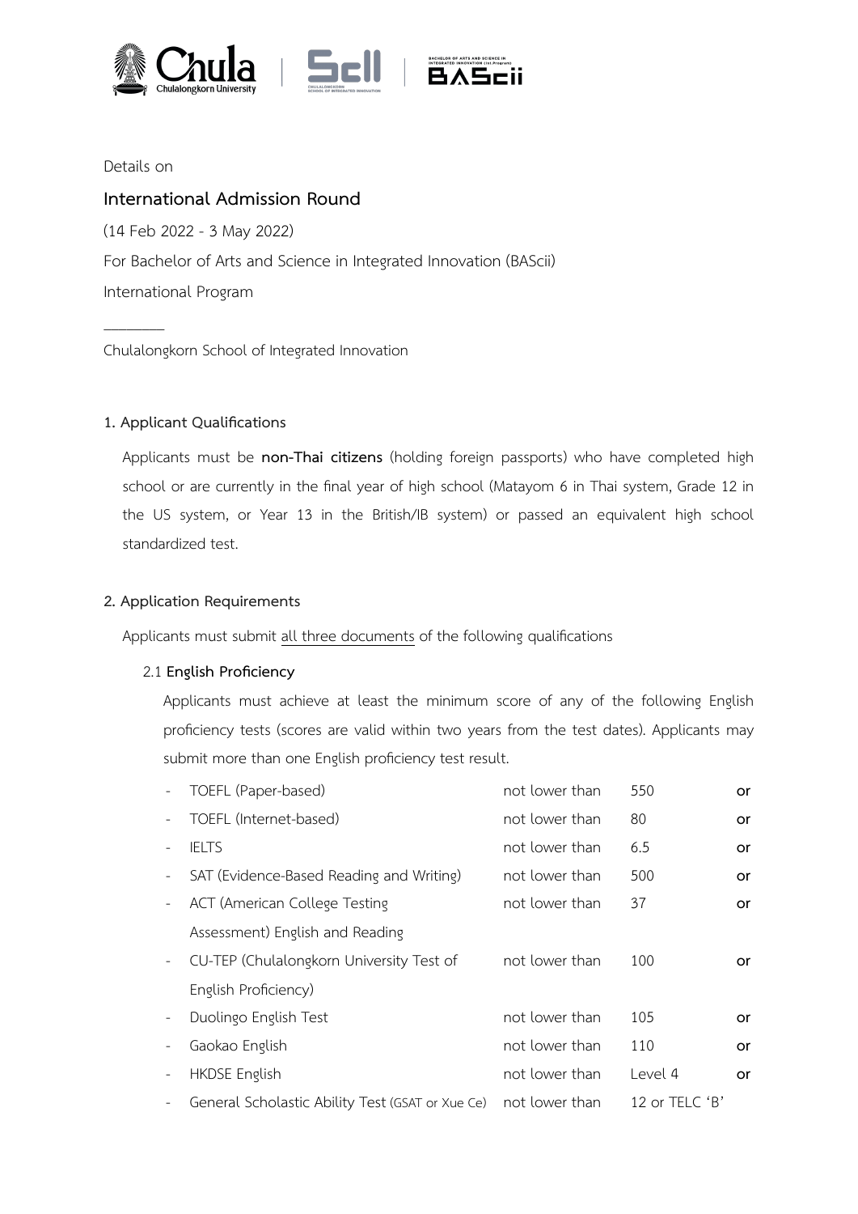Details on

## International Admission Round

(14 Feb 2022 - 3 May 2022)

For Bachelor of Arts and Science in Integrated Innovation (BAScii)

International Program

________

Chulalongkorn School of Integrated Innovation

### 1. Applicant Qualifications

Applicants must be **non-Thai citizens** (holding foreign passports) who have completed high school or are currently in the final year of high school (Matayom 6 in Thai system, Grade 12 in the US system, or Year 13 in the British/IB system) or passed an equivalent high school standardized test.

### 2. Application Requirements

Applicants must submit all three documents of the following qualifications

2.1 **English Proficiency**

Applicants must achieve at least the minimum score of any of the following English proficiency tests (scores are valid within two years from the test dates). Applicants may submit more than one English proficiency test result.

- TOEFL (Paper-based) not lower than 550 **or**
- TOEFL (Internet-based) not lower than 80 **or**
- IELTS not lower than 6.5 **or**
- SAT (Evidence-Based Reading and Writing) not lower than 500 **or**
- ACT (American College Testing Assessment) English and Reading not lower than 37 **or**
- CU-TEP (Chulalongkorn University Test of English Proficiency) not lower than 100 **or**
- Duolingo English Test not lower than 105 **or**
- Gaokao English not lower than 110 **or**
- HKDSE English not lower than Level 4 **or**
- General Scholastic Ability Test (GSAT or Xue Ce) not lower than 12 or TELC 'B'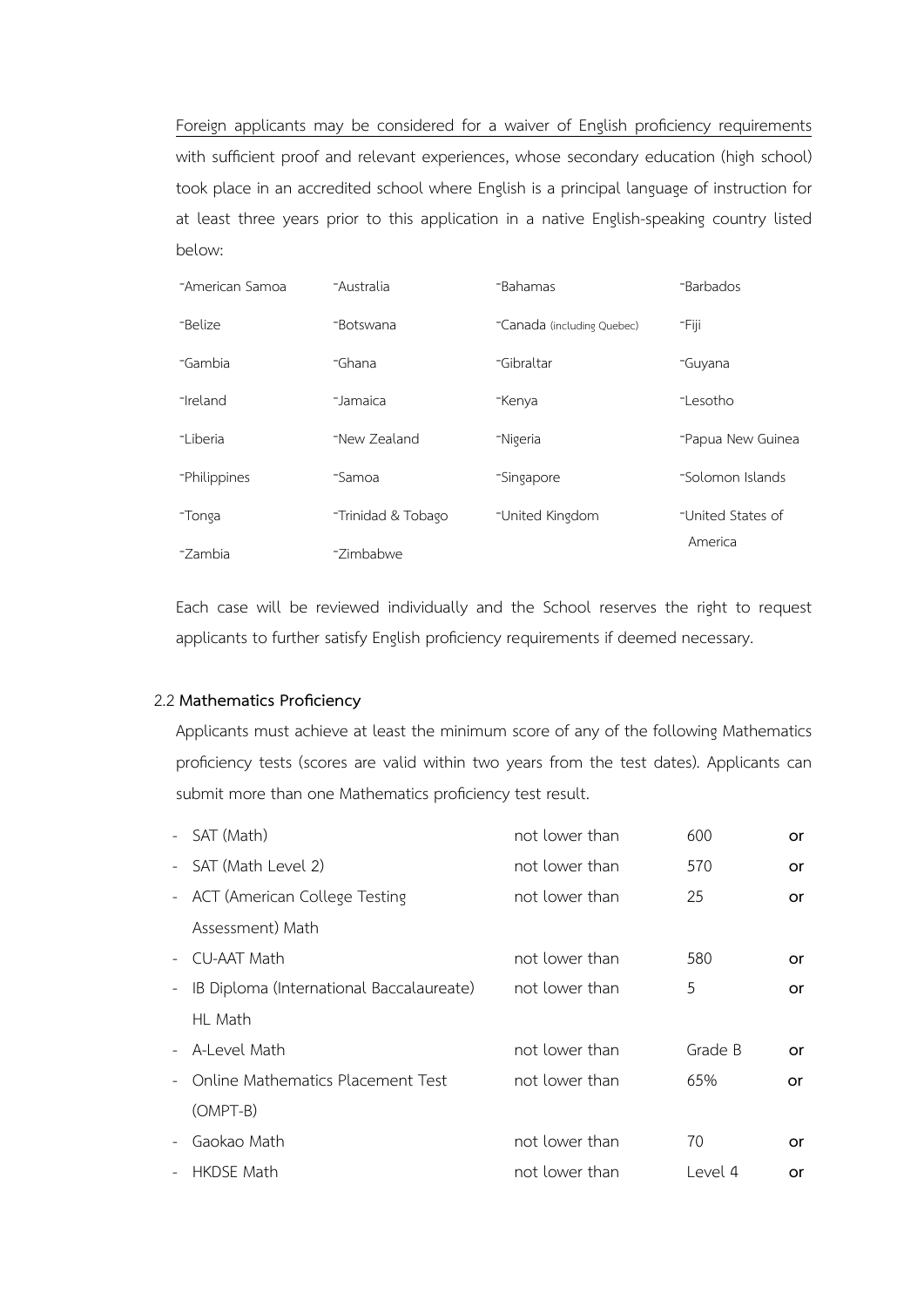Foreign applicants may be considered for a waiver of English proficiency requirements with sufficient proof and relevant experiences, whose secondary education (high school) took place in an accredited school where English is a principal language of instruction for at least three years prior to this application in a native English-speaking country listed below:

| | | | |
|---|---|---|---|
| -American Samoa | -Australia | -Bahamas | -Barbados |
| -Belize | -Botswana | -Canada (including Quebec) | -Fiji |
| -Gambia | -Ghana | -Gibraltar | -Guyana |
| -Ireland | -Jamaica | -Kenya | -Lesotho |
| -Liberia | -New Zealand | -Nigeria | -Papua New Guinea |
| -Philippines | -Samoa | -Singapore | -Solomon Islands |
| -Tonga | -Trinidad & Tobago | -United Kingdom | -United States of America |
| -Zambia | -Zimbabwe | | |

Each case will be reviewed individually and the School reserves the right to request applicants to further satisfy English proficiency requirements if deemed necessary.

2.2 **Mathematics Proficiency**

Applicants must achieve at least the minimum score of any of the following Mathematics proficiency tests (scores are valid within two years from the test dates). Applicants can submit more than one Mathematics proficiency test result.

| | | | |
|---|---|---|---|
| - SAT (Math) | not lower than | 600 | or |
| - SAT (Math Level 2) | not lower than | 570 | or |
| - ACT (American College Testing Assessment) Math | not lower than | 25 | or |
| - CU-AAT Math | not lower than | 580 | or |
| - IB Diploma (International Baccalaureate) HL Math | not lower than | 5 | or |
| - A-Level Math | not lower than | Grade B | or |
| - Online Mathematics Placement Test (OMPT-B) | not lower than | 65% | or |
| - Gaokao Math | not lower than | 70 | or |
| - HKDSE Math | not lower than | Level 4 | or |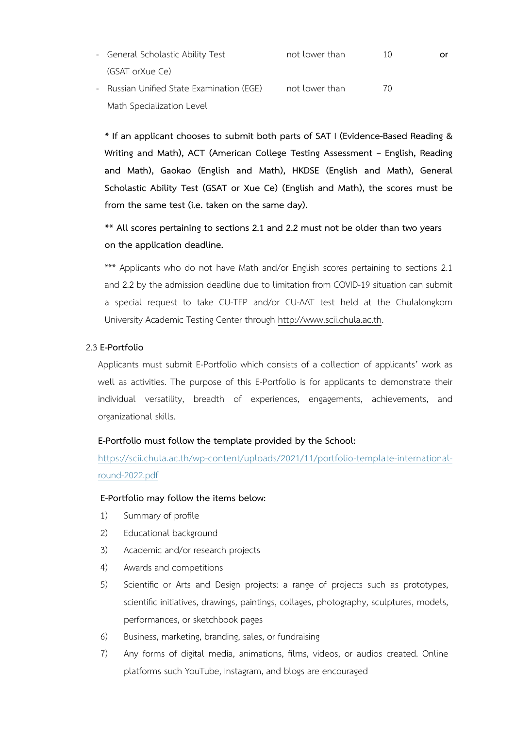- General Scholastic Ability Test (GSAT orXue Ce) not lower than 10 **or**
- Russian Unified State Examination (EGE) Math Specialization Level not lower than 70

**\* If an applicant chooses to submit both parts of SAT I (Evidence-Based Reading & Writing and Math), ACT (American College Testing Assessment – English, Reading and Math), Gaokao (English and Math), HKDSE (English and Math), General Scholastic Ability Test (GSAT or Xue Ce) (English and Math), the scores must be from the same test (i.e. taken on the same day).**

**\*\* All scores pertaining to sections 2.1 and 2.2 must not be older than two years on the application deadline.**

\*\*\* Applicants who do not have Math and/or English scores pertaining to sections 2.1 and 2.2 by the admission deadline due to limitation from COVID-19 situation can submit a special request to take CU-TEP and/or CU-AAT test held at the Chulalongkorn University Academic Testing Center through http://www.scii.chula.ac.th.

2.3 **E-Portfolio**

Applicants must submit E-Portfolio which consists of a collection of applicants' work as well as activities. The purpose of this E-Portfolio is for applicants to demonstrate their individual versatility, breadth of experiences, engagements, achievements, and organizational skills.

**E-Portfolio must follow the template provided by the School:**

https://scii.chula.ac.th/wp-content/uploads/2021/11/portfolio-template-international-round-2022.pdf

**E-Portfolio may follow the items below:**

1) Summary of profile
2) Educational background
3) Academic and/or research projects
4) Awards and competitions
5) Scientific or Arts and Design projects: a range of projects such as prototypes, scientific initiatives, drawings, paintings, collages, photography, sculptures, models, performances, or sketchbook pages
6) Business, marketing, branding, sales, or fundraising
7) Any forms of digital media, animations, films, videos, or audios created. Online platforms such YouTube, Instagram, and blogs are encouraged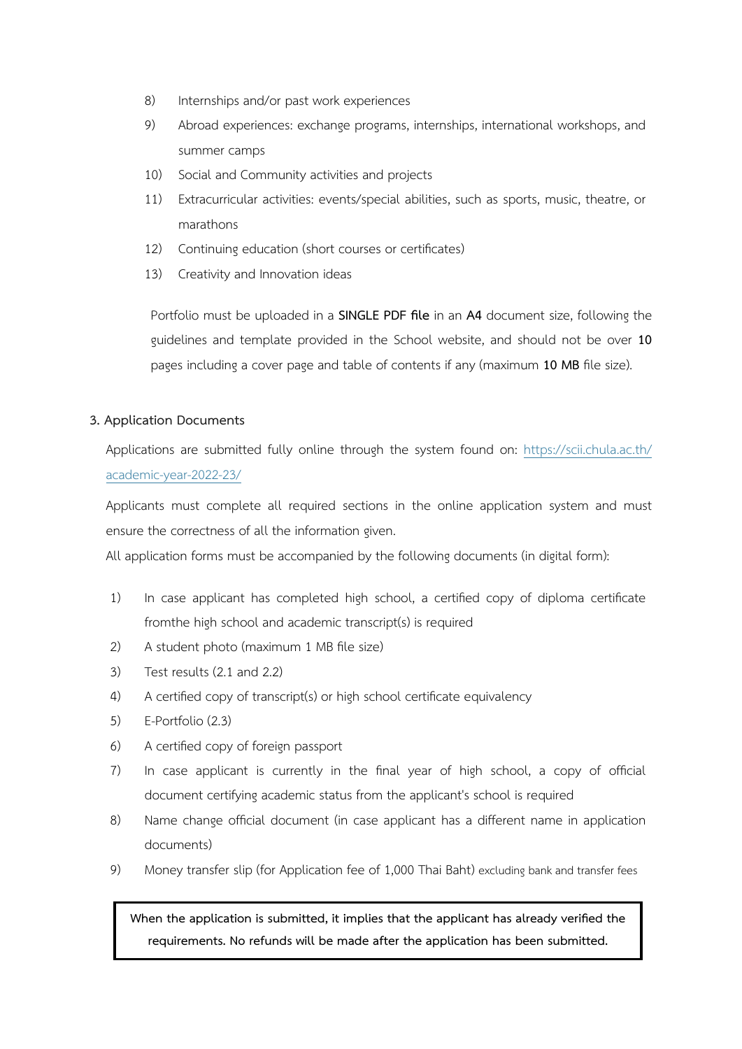8) Internships and/or past work experiences
9) Abroad experiences: exchange programs, internships, international workshops, and summer camps
10) Social and Community activities and projects
11) Extracurricular activities: events/special abilities, such as sports, music, theatre, or marathons
12) Continuing education (short courses or certificates)
13) Creativity and Innovation ideas

Portfolio must be uploaded in a **SINGLE PDF file** in an **A4** document size, following the guidelines and template provided in the School website, and should not be over **10** pages including a cover page and table of contents if any (maximum **10 MB** file size).

**3. Application Documents**

Applications are submitted fully online through the system found on: https://scii.chula.ac.th/academic-year-2022-23/

Applicants must complete all required sections in the online application system and must ensure the correctness of all the information given.

All application forms must be accompanied by the following documents (in digital form):

1) In case applicant has completed high school, a certified copy of diploma certificate fromthe high school and academic transcript(s) is required
2) A student photo (maximum 1 MB file size)
3) Test results (2.1 and 2.2)
4) A certified copy of transcript(s) or high school certificate equivalency
5) E-Portfolio (2.3)
6) A certified copy of foreign passport
7) In case applicant is currently in the final year of high school, a copy of official document certifying academic status from the applicant's school is required
8) Name change official document (in case applicant has a different name in application documents)
9) Money transfer slip (for Application fee of 1,000 Thai Baht) excluding bank and transfer fees

**When the application is submitted, it implies that the applicant has already verified the requirements. No refunds will be made after the application has been submitted.**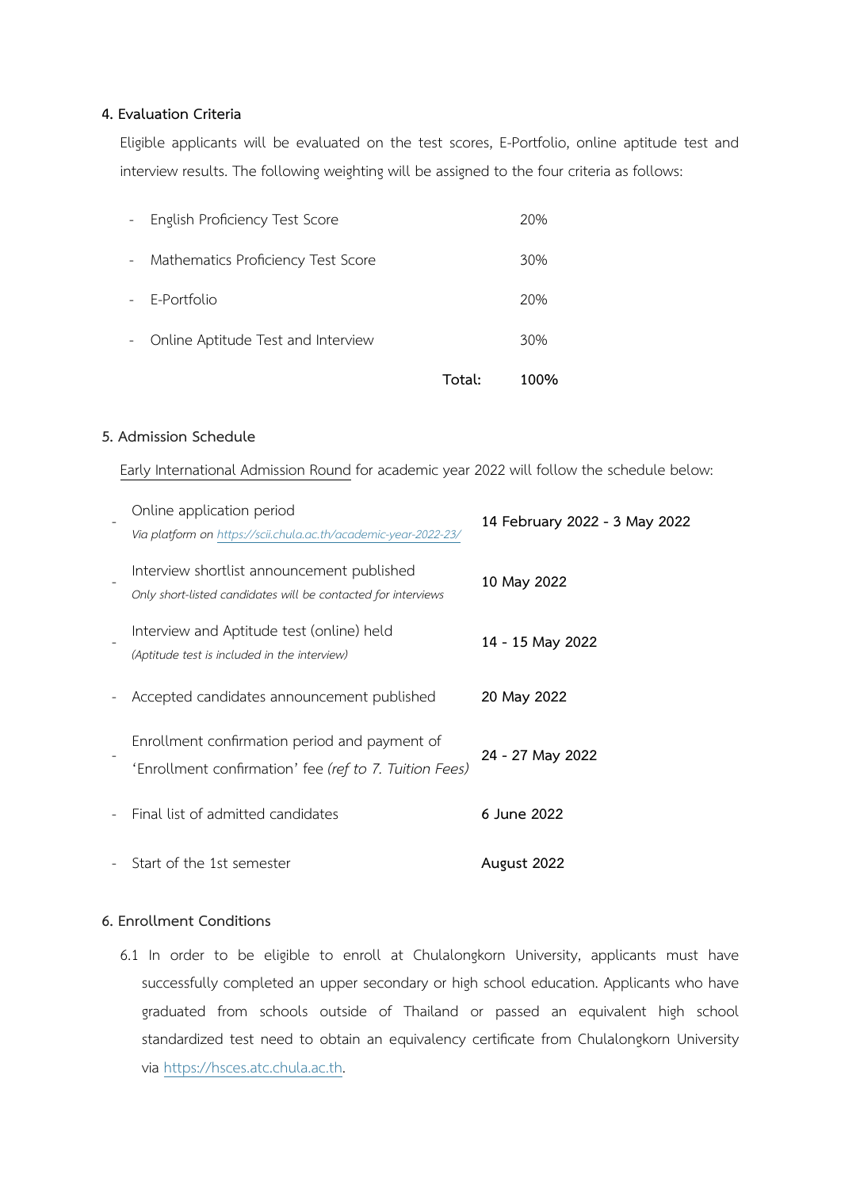## 4. Evaluation Criteria

Eligible applicants will be evaluated on the test scores, E-Portfolio, online aptitude test and interview results. The following weighting will be assigned to the four criteria as follows:

| Criteria | Weight |
|---|---|
| - English Proficiency Test Score | 20% |
| - Mathematics Proficiency Test Score | 30% |
| - E-Portfolio | 20% |
| - Online Aptitude Test and Interview | 30% |
| **Total:** | **100%** |

## 5. Admission Schedule

<u>Early International Admission Round</u> for academic year 2022 will follow the schedule below:

| Event | Date |
|---|---|
| - Online application period<br>*Via platform on [https://scii.chula.ac.th/academic-year-2022-23/](https://scii.chula.ac.th/academic-year-2022-23/)* | **14 February 2022 - 3 May 2022** |
| - Interview shortlist announcement published<br>*Only short-listed candidates will be contacted for interviews* | **10 May 2022** |
| - Interview and Aptitude test (online) held<br>*(Aptitude test is included in the interview)* | **14 - 15 May 2022** |
| - Accepted candidates announcement published | **20 May 2022** |
| - Enrollment confirmation period and payment of 'Enrollment confirmation' fee *(ref to 7. Tuition Fees)* | **24 - 27 May 2022** |
| - Final list of admitted candidates | **6 June 2022** |
| - Start of the 1st semester | **August 2022** |

## 6. Enrollment Conditions

6.1 In order to be eligible to enroll at Chulalongkorn University, applicants must have successfully completed an upper secondary or high school education. Applicants who have graduated from schools outside of Thailand or passed an equivalent high school standardized test need to obtain an equivalency certificate from Chulalongkorn University via [https://hsces.atc.chula.ac.th](https://hsces.atc.chula.ac.th).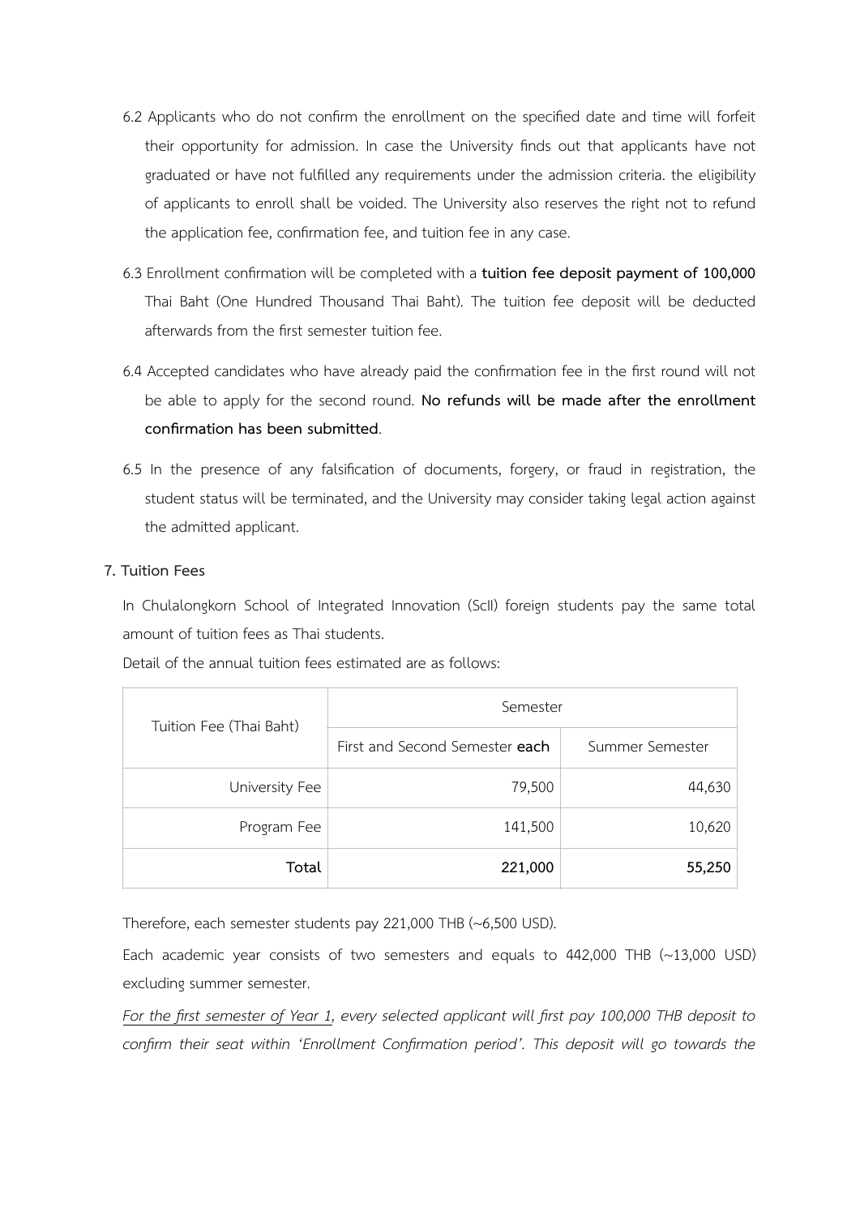6.2 Applicants who do not confirm the enrollment on the specified date and time will forfeit their opportunity for admission. In case the University finds out that applicants have not graduated or have not fulfilled any requirements under the admission criteria. the eligibility of applicants to enroll shall be voided. The University also reserves the right not to refund the application fee, confirmation fee, and tuition fee in any case.

6.3 Enrollment confirmation will be completed with a **tuition fee deposit payment of 100,000** Thai Baht (One Hundred Thousand Thai Baht). The tuition fee deposit will be deducted afterwards from the first semester tuition fee.

6.4 Accepted candidates who have already paid the confirmation fee in the first round will not be able to apply for the second round. **No refunds will be made after the enrollment confirmation has been submitted**.

6.5 In the presence of any falsification of documents, forgery, or fraud in registration, the student status will be terminated, and the University may consider taking legal action against the admitted applicant.

**7. Tuition Fees**

In Chulalongkorn School of Integrated Innovation (ScII) foreign students pay the same total amount of tuition fees as Thai students.

Detail of the annual tuition fees estimated are as follows:

| Tuition Fee (Thai Baht) | Semester | |
|---|---|---|
| | First and Second Semester **each** | Summer Semester |
| University Fee | 79,500 | 44,630 |
| Program Fee | 141,500 | 10,620 |
| **Total** | **221,000** | **55,250** |

Therefore, each semester students pay 221,000 THB (~6,500 USD).

Each academic year consists of two semesters and equals to 442,000 THB (~13,000 USD) excluding summer semester.

*For the first semester of Year 1, every selected applicant will first pay 100,000 THB deposit to confirm their seat within 'Enrollment Confirmation period'. This deposit will go towards the*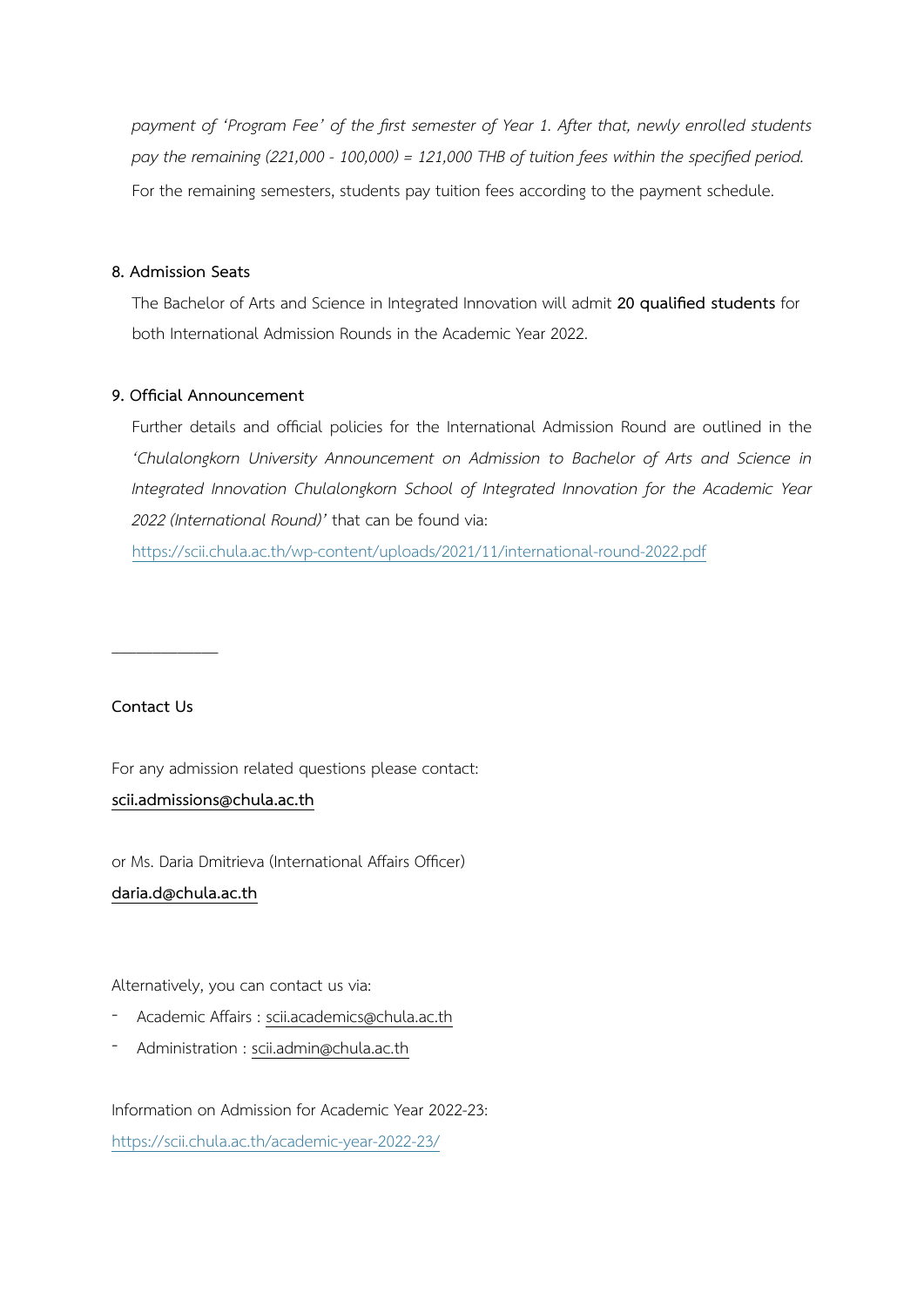*payment of 'Program Fee' of the first semester of Year 1. After that, newly enrolled students pay the remaining (221,000 - 100,000) = 121,000 THB of tuition fees within the specified period.* For the remaining semesters, students pay tuition fees according to the payment schedule.

**8. Admission Seats**

The Bachelor of Arts and Science in Integrated Innovation will admit **20 qualified students** for both International Admission Rounds in the Academic Year 2022.

**9. Official Announcement**

Further details and official policies for the International Admission Round are outlined in the *'Chulalongkorn University Announcement on Admission to Bachelor of Arts and Science in Integrated Innovation Chulalongkorn School of Integrated Innovation for the Academic Year 2022 (International Round)'* that can be found via:

https://scii.chula.ac.th/wp-content/uploads/2021/11/international-round-2022.pdf

---

**Contact Us**

For any admission related questions please contact:

**scii.admissions@chula.ac.th**

or Ms. Daria Dmitrieva (International Affairs Officer)

**daria.d@chula.ac.th**

Alternatively, you can contact us via:

- Academic Affairs : scii.academics@chula.ac.th
- Administration : scii.admin@chula.ac.th

Information on Admission for Academic Year 2022-23:

https://scii.chula.ac.th/academic-year-2022-23/